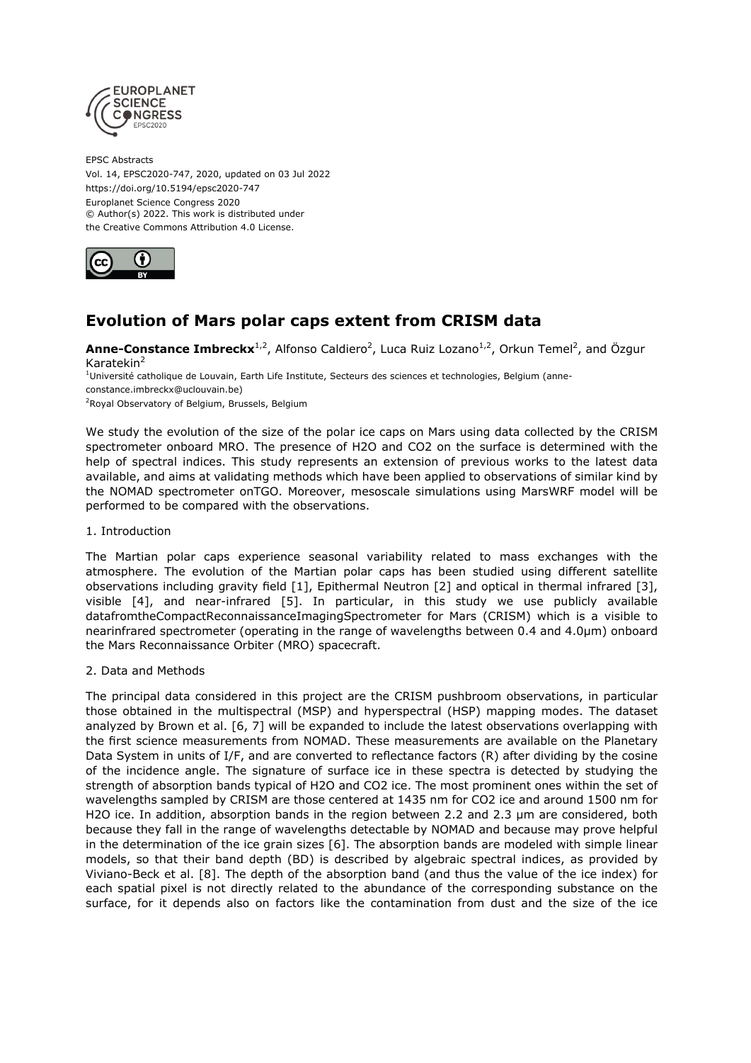EPSC Abstracts
Vol. 14, EPSC2020-747, 2020, updated on 03 Jul 2022
https://doi.org/10.5194/epsc2020-747
Europlanet Science Congress 2020
© Author(s) 2022. This work is distributed under
the Creative Commons Attribution 4.0 License.

# Evolution of Mars polar caps extent from CRISM data

**Anne-Constance Imbreckx**[1,2], Alfonso Caldiero[2], Luca Ruiz Lozano[1,2], Orkun Temel[2], and Özgur Karatekin[2]

[1]Université catholique de Louvain, Earth Life Institute, Secteurs des sciences et technologies, Belgium (anne-constance.imbreckx@uclouvain.be)

[2]Royal Observatory of Belgium, Brussels, Belgium

We study the evolution of the size of the polar ice caps on Mars using data collected by the CRISM spectrometer onboard MRO. The presence of $H_2O$ and $CO_2$ on the surface is determined with the help of spectral indices. This study represents an extension of previous works to the latest data available, and aims at validating methods which have been applied to observations of similar kind by the NOMAD spectrometer onTGO. Moreover, mesoscale simulations using MarsWRF model will be performed to be compared with the observations.

1. Introduction

The Martian polar caps experience seasonal variability related to mass exchanges with the atmosphere. The evolution of the Martian polar caps has been studied using different satellite observations including gravity field [1], Epithermal Neutron [2] and optical in thermal infrared [3], visible [4], and near-infrared [5]. In particular, in this study we use publicly available datafromtheCompactReconnaissanceImagingSpectrometer for Mars (CRISM) which is a visible to nearinfrared spectrometer (operating in the range of wavelengths between 0.4 and 4.0μm) onboard the Mars Reconnaissance Orbiter (MRO) spacecraft.

2. Data and Methods

The principal data considered in this project are the CRISM pushbroom observations, in particular those obtained in the multispectral (MSP) and hyperspectral (HSP) mapping modes. The dataset analyzed by Brown et al. [6, 7] will be expanded to include the latest observations overlapping with the first science measurements from NOMAD. These measurements are available on the Planetary Data System in units of I/F, and are converted to reflectance factors (R) after dividing by the cosine of the incidence angle. The signature of surface ice in these spectra is detected by studying the strength of absorption bands typical of $H_2O$ and $CO_2$ ice. The most prominent ones within the set of wavelengths sampled by CRISM are those centered at 1435 nm for $CO_2$ ice and around 1500 nm for $H_2O$ ice. In addition, absorption bands in the region between 2.2 and 2.3 μm are considered, both because they fall in the range of wavelengths detectable by NOMAD and because may prove helpful in the determination of the ice grain sizes [6]. The absorption bands are modeled with simple linear models, so that their band depth (BD) is described by algebraic spectral indices, as provided by Viviano-Beck et al. [8]. The depth of the absorption band (and thus the value of the ice index) for each spatial pixel is not directly related to the abundance of the corresponding substance on the surface, for it depends also on factors like the contamination from dust and the size of the ice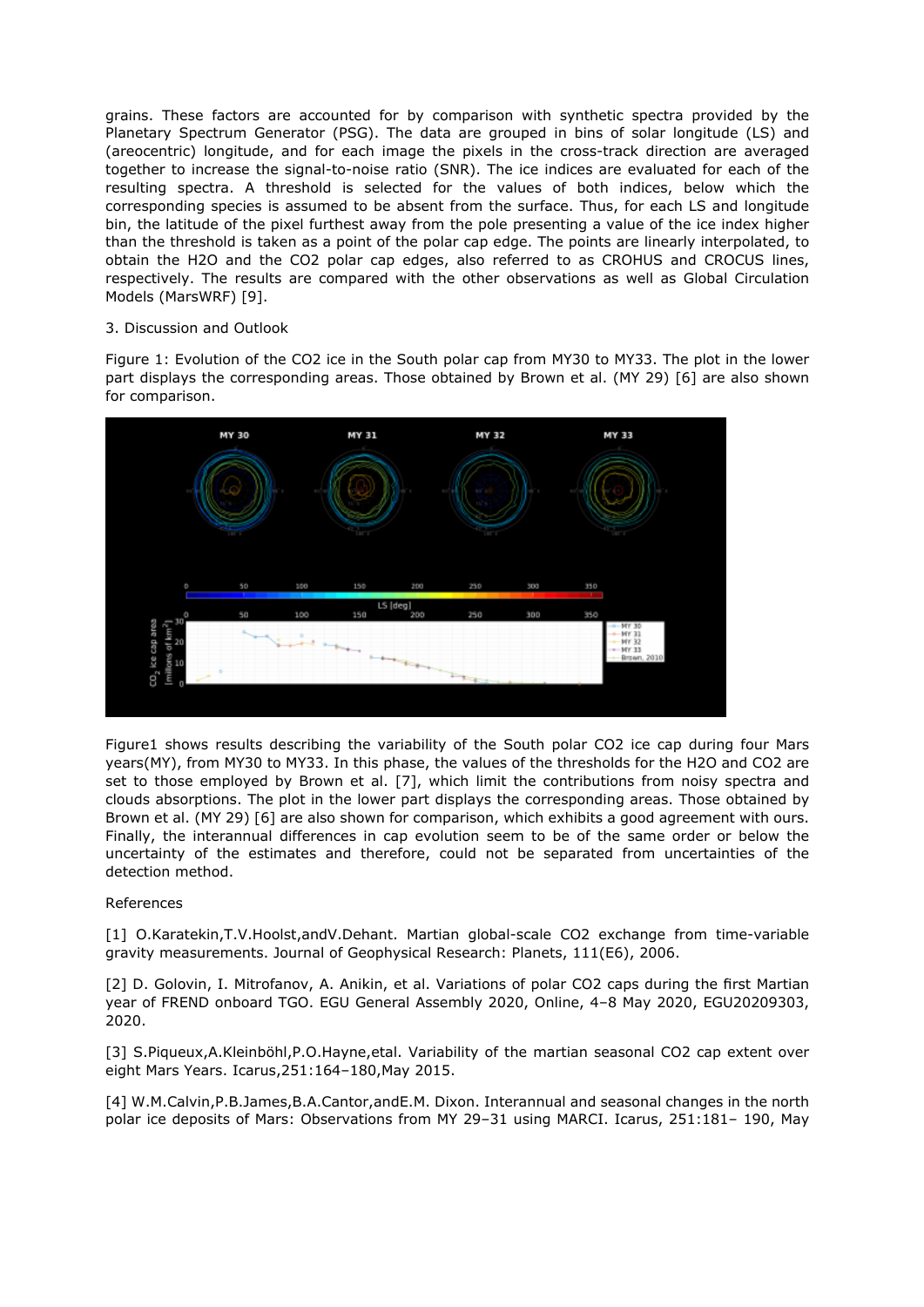grains. These factors are accounted for by comparison with synthetic spectra provided by the Planetary Spectrum Generator (PSG). The data are grouped in bins of solar longitude (LS) and (areocentric) longitude, and for each image the pixels in the cross-track direction are averaged together to increase the signal-to-noise ratio (SNR). The ice indices are evaluated for each of the resulting spectra. A threshold is selected for the values of both indices, below which the corresponding species is assumed to be absent from the surface. Thus, for each LS and longitude bin, the latitude of the pixel furthest away from the pole presenting a value of the ice index higher than the threshold is taken as a point of the polar cap edge. The points are linearly interpolated, to obtain the $H_2O$ and the $CO_2$ polar cap edges, also referred to as CROHUS and CROCUS lines, respectively. The results are compared with the other observations as well as Global Circulation Models (MarsWRF) [9].

3. Discussion and Outlook

Figure 1: Evolution of the $CO_2$ ice in the South polar cap from MY30 to MY33. The plot in the lower part displays the corresponding areas. Those obtained by Brown et al. (MY 29) [6] are also shown for comparison.

Figure1 shows results describing the variability of the South polar $CO_2$ ice cap during four Mars years(MY), from MY30 to MY33. In this phase, the values of the thresholds for the $H_2O$ and $CO_2$ are set to those employed by Brown et al. [7], which limit the contributions from noisy spectra and clouds absorptions. The plot in the lower part displays the corresponding areas. Those obtained by Brown et al. (MY 29) [6] are also shown for comparison, which exhibits a good agreement with ours. Finally, the interannual differences in cap evolution seem to be of the same order or below the uncertainty of the estimates and therefore, could not be separated from uncertainties of the detection method.

References

[1] O.Karatekin,T.V.Hoolst,andV.Dehant. Martian global-scale $CO_2$ exchange from time-variable gravity measurements. Journal of Geophysical Research: Planets, 111(E6), 2006.

[2] D. Golovin, I. Mitrofanov, A. Anikin, et al. Variations of polar $CO_2$ caps during the first Martian year of FREND onboard TGO. EGU General Assembly 2020, Online, 4–8 May 2020, EGU20209303, 2020.

[3] S.Piqueux,A.Kleinböhl,P.O.Hayne,etal. Variability of the martian seasonal $CO_2$ cap extent over eight Mars Years. Icarus,251:164–180,May 2015.

[4] W.M.Calvin,P.B.James,B.A.Cantor,andE.M. Dixon. Interannual and seasonal changes in the north polar ice deposits of Mars: Observations from MY 29–31 using MARCI. Icarus, 251:181– 190, May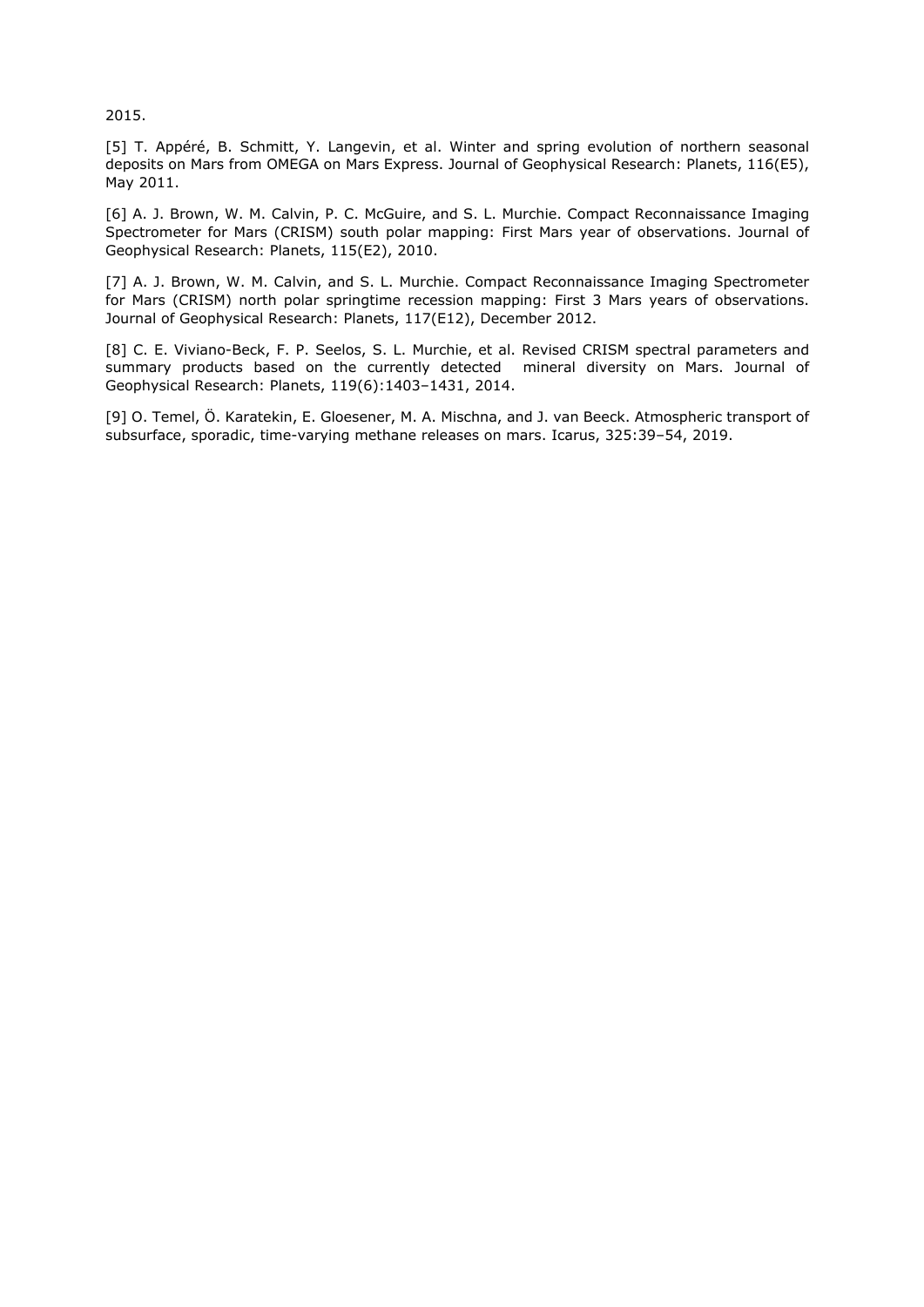2015.

[5] T. Appéré, B. Schmitt, Y. Langevin, et al. Winter and spring evolution of northern seasonal deposits on Mars from OMEGA on Mars Express. Journal of Geophysical Research: Planets, 116(E5), May 2011.

[6] A. J. Brown, W. M. Calvin, P. C. McGuire, and S. L. Murchie. Compact Reconnaissance Imaging Spectrometer for Mars (CRISM) south polar mapping: First Mars year of observations. Journal of Geophysical Research: Planets, 115(E2), 2010.

[7] A. J. Brown, W. M. Calvin, and S. L. Murchie. Compact Reconnaissance Imaging Spectrometer for Mars (CRISM) north polar springtime recession mapping: First 3 Mars years of observations. Journal of Geophysical Research: Planets, 117(E12), December 2012.

[8] C. E. Viviano-Beck, F. P. Seelos, S. L. Murchie, et al. Revised CRISM spectral parameters and summary products based on the currently detected mineral diversity on Mars. Journal of Geophysical Research: Planets, 119(6):1403–1431, 2014.

[9] O. Temel, Ö. Karatekin, E. Gloesener, M. A. Mischna, and J. van Beeck. Atmospheric transport of subsurface, sporadic, time-varying methane releases on mars. Icarus, 325:39–54, 2019.